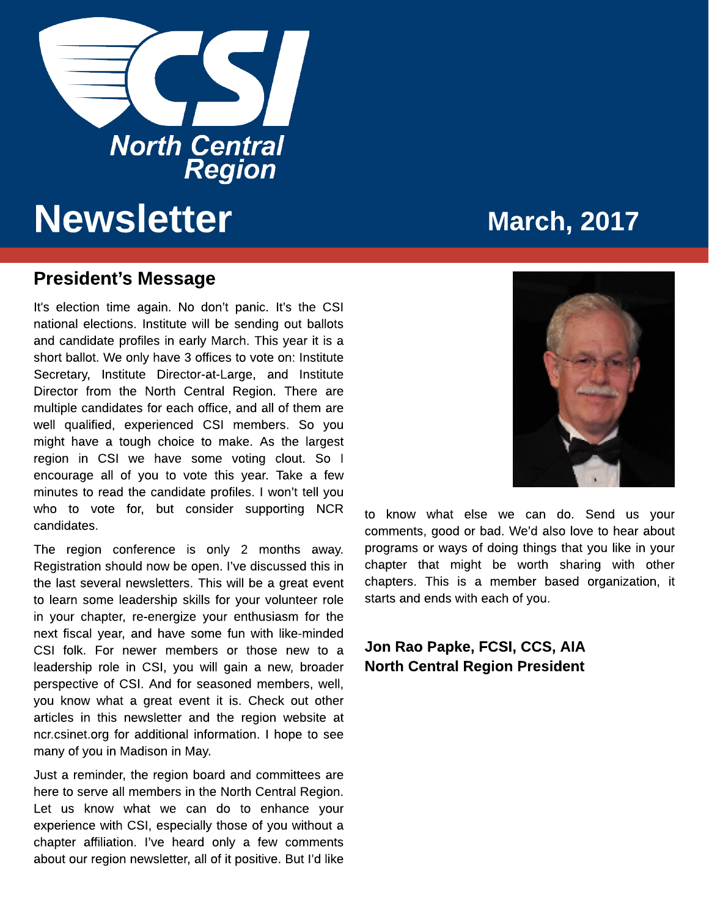# CSI North Central Region

# Newsletter

March, 2017

## President's Message

It's election time again. No don't panic. It's the CSI national elections. Institute will be sending out ballots and candidate profiles in early March. This year it is a short ballot. We only have 3 offices to vote on: Institute Secretary, Institute Director-at-Large, and Institute Director from the North Central Region. There are multiple candidates for each office, and all of them are well qualified, experienced CSI members. So you might have a tough choice to make. As the largest region in CSI we have some voting clout. So I encourage all of you to vote this year. Take a few minutes to read the candidate profiles. I won't tell you who to vote for, but consider supporting NCR candidates.

The region conference is only 2 months away. Registration should now be open. I've discussed this in the last several newsletters. This will be a great event to learn some leadership skills for your volunteer role in your chapter, re-energize your enthusiasm for the next fiscal year, and have some fun with like-minded CSI folk. For newer members or those new to a leadership role in CSI, you will gain a new, broader perspective of CSI. And for seasoned members, well, you know what a great event it is. Check out other articles in this newsletter and the region website at ncr.csinet.org for additional information. I hope to see many of you in Madison in May.

Just a reminder, the region board and committees are here to serve all members in the North Central Region. Let us know what we can do to enhance your experience with CSI, especially those of you without a chapter affiliation. I've heard only a few comments about our region newsletter, all of it positive. But I'd like to know what else we can do. Send us your comments, good or bad. We'd also love to hear about programs or ways of doing things that you like in your chapter that might be worth sharing with other chapters. This is a member based organization, it starts and ends with each of you.

**Jon Rao Papke, FCSI, CCS, AIA**
**North Central Region President**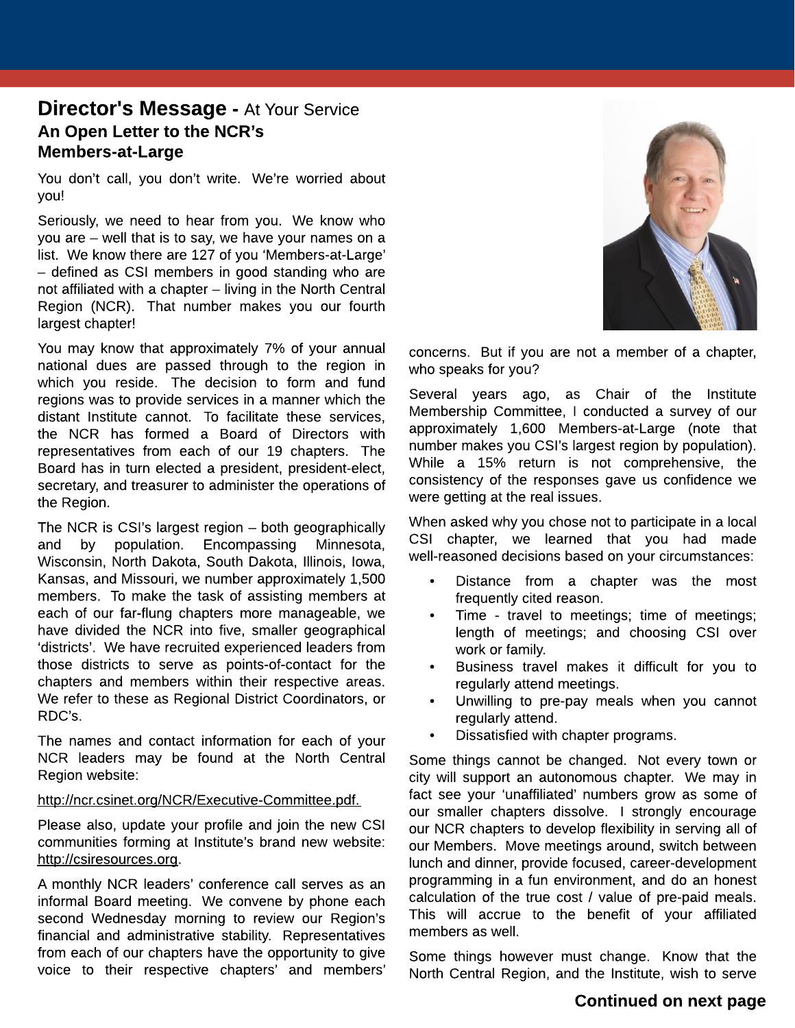## Director's Message - At Your Service

### An Open Letter to the NCR's Members-at-Large

You don't call, you don't write. We're worried about you!

Seriously, we need to hear from you. We know who you are – well that is to say, we have your names on a list. We know there are 127 of you 'Members-at-Large' – defined as CSI members in good standing who are not affiliated with a chapter – living in the North Central Region (NCR). That number makes you our fourth largest chapter!

You may know that approximately 7% of your annual national dues are passed through to the region in which you reside. The decision to form and fund regions was to provide services in a manner which the distant Institute cannot. To facilitate these services, the NCR has formed a Board of Directors with representatives from each of our 19 chapters. The Board has in turn elected a president, president-elect, secretary, and treasurer to administer the operations of the Region.

The NCR is CSI's largest region – both geographically and by population. Encompassing Minnesota, Wisconsin, North Dakota, South Dakota, Illinois, Iowa, Kansas, and Missouri, we number approximately 1,500 members. To make the task of assisting members at each of our far-flung chapters more manageable, we have divided the NCR into five, smaller geographical 'districts'. We have recruited experienced leaders from those districts to serve as points-of-contact for the chapters and members within their respective areas. We refer to these as Regional District Coordinators, or RDC's.

The names and contact information for each of your NCR leaders may be found at the North Central Region website:

http://ncr.csinet.org/NCR/Executive-Committee.pdf.

Please also, update your profile and join the new CSI communities forming at Institute's brand new website: http://csiresources.org.

A monthly NCR leaders' conference call serves as an informal Board meeting. We convene by phone each second Wednesday morning to review our Region's financial and administrative stability. Representatives from each of our chapters have the opportunity to give voice to their respective chapters' and members' concerns. But if you are not a member of a chapter, who speaks for you?

Several years ago, as Chair of the Institute Membership Committee, I conducted a survey of our approximately 1,600 Members-at-Large (note that number makes you CSI's largest region by population). While a 15% return is not comprehensive, the consistency of the responses gave us confidence we were getting at the real issues.

When asked why you chose not to participate in a local CSI chapter, we learned that you had made well-reasoned decisions based on your circumstances:

- Distance from a chapter was the most frequently cited reason.
- Time - travel to meetings; time of meetings; length of meetings; and choosing CSI over work or family.
- Business travel makes it difficult for you to regularly attend meetings.
- Unwilling to pre-pay meals when you cannot regularly attend.
- Dissatisfied with chapter programs.

Some things cannot be changed. Not every town or city will support an autonomous chapter. We may in fact see your 'unaffiliated' numbers grow as some of our smaller chapters dissolve. I strongly encourage our NCR chapters to develop flexibility in serving all of our Members. Move meetings around, switch between lunch and dinner, provide focused, career-development programming in a fun environment, and do an honest calculation of the true cost / value of pre-paid meals. This will accrue to the benefit of your affiliated members as well.

Some things however must change. Know that the North Central Region, and the Institute, wish to serve

**Continued on next page**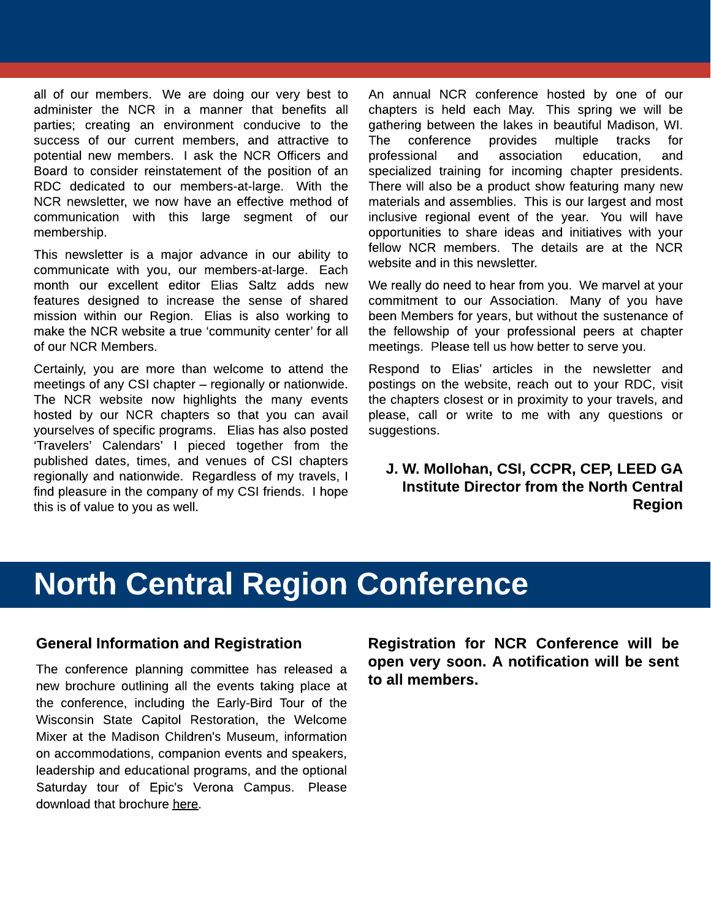all of our members. We are doing our very best to administer the NCR in a manner that benefits all parties; creating an environment conducive to the success of our current members, and attractive to potential new members. I ask the NCR Officers and Board to consider reinstatement of the position of an RDC dedicated to our members-at-large. With the NCR newsletter, we now have an effective method of communication with this large segment of our membership.

This newsletter is a major advance in our ability to communicate with you, our members-at-large. Each month our excellent editor Elias Saltz adds new features designed to increase the sense of shared mission within our Region. Elias is also working to make the NCR website a true 'community center' for all of our NCR Members.

Certainly, you are more than welcome to attend the meetings of any CSI chapter – regionally or nationwide. The NCR website now highlights the many events hosted by our NCR chapters so that you can avail yourselves of specific programs. Elias has also posted 'Travelers' Calendars' I pieced together from the published dates, times, and venues of CSI chapters regionally and nationwide. Regardless of my travels, I find pleasure in the company of my CSI friends. I hope this is of value to you as well.

An annual NCR conference hosted by one of our chapters is held each May. This spring we will be gathering between the lakes in beautiful Madison, WI. The conference provides multiple tracks for professional and association education, and specialized training for incoming chapter presidents. There will also be a product show featuring many new materials and assemblies. This is our largest and most inclusive regional event of the year. You will have opportunities to share ideas and initiatives with your fellow NCR members. The details are at the NCR website and in this newsletter.

We really do need to hear from you. We marvel at your commitment to our Association. Many of you have been Members for years, but without the sustenance of the fellowship of your professional peers at chapter meetings. Please tell us how better to serve you.

Respond to Elias' articles in the newsletter and postings on the website, reach out to your RDC, visit the chapters closest or in proximity to your travels, and please, call or write to me with any questions or suggestions.

**J. W. Mollohan, CSI, CCPR, CEP, LEED GA**
**Institute Director from the North Central Region**

# North Central Region Conference

### General Information and Registration

The conference planning committee has released a new brochure outlining all the events taking place at the conference, including the Early-Bird Tour of the Wisconsin State Capitol Restoration, the Welcome Mixer at the Madison Children's Museum, information on accommodations, companion events and speakers, leadership and educational programs, and the optional Saturday tour of Epic's Verona Campus. Please download that brochure here.

**Registration for NCR Conference will be open very soon. A notification will be sent to all members.**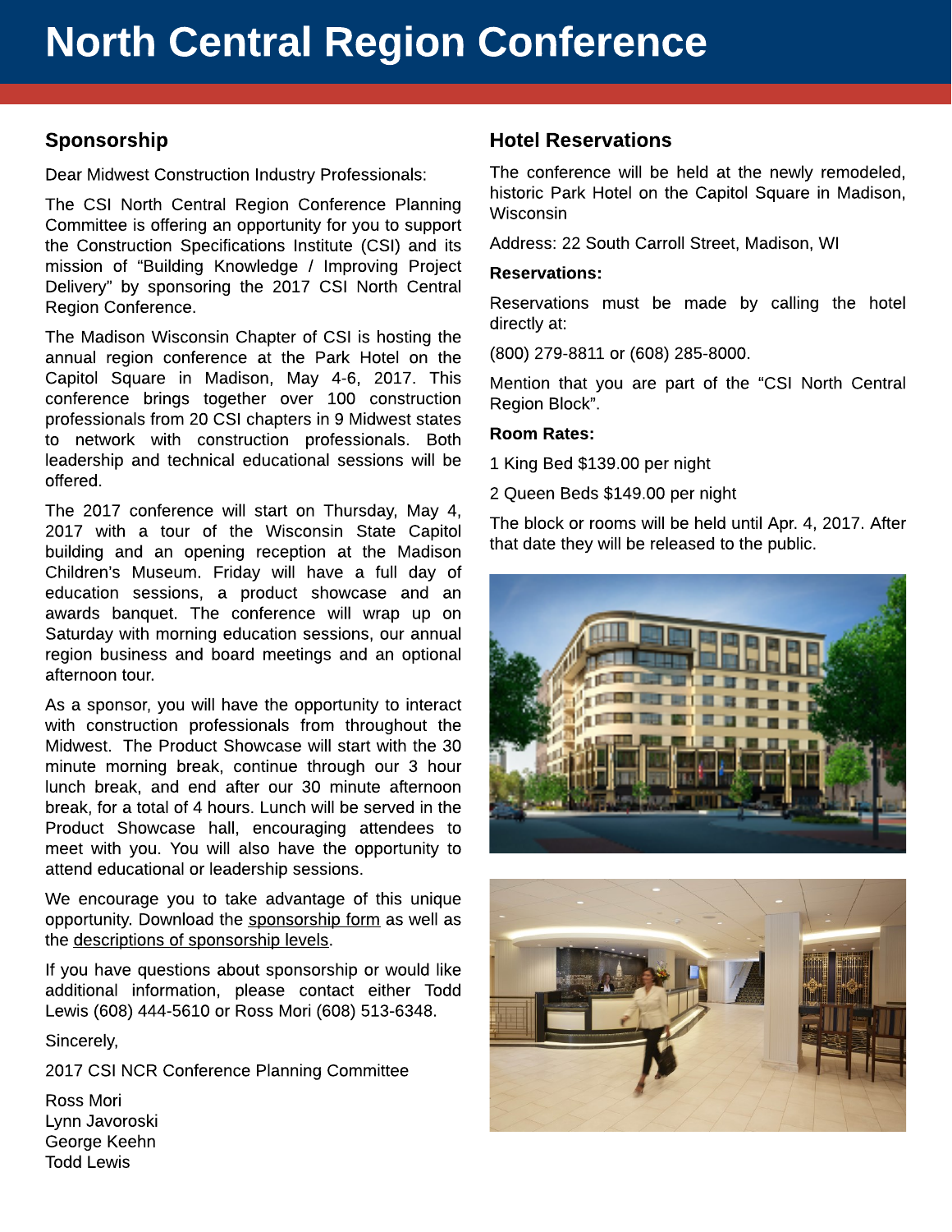# North Central Region Conference

## Sponsorship

Dear Midwest Construction Industry Professionals:

The CSI North Central Region Conference Planning Committee is offering an opportunity for you to support the Construction Specifications Institute (CSI) and its mission of "Building Knowledge / Improving Project Delivery" by sponsoring the 2017 CSI North Central Region Conference.

The Madison Wisconsin Chapter of CSI is hosting the annual region conference at the Park Hotel on the Capitol Square in Madison, May 4-6, 2017. This conference brings together over 100 construction professionals from 20 CSI chapters in 9 Midwest states to network with construction professionals. Both leadership and technical educational sessions will be offered.

The 2017 conference will start on Thursday, May 4, 2017 with a tour of the Wisconsin State Capitol building and an opening reception at the Madison Children's Museum. Friday will have a full day of education sessions, a product showcase and an awards banquet. The conference will wrap up on Saturday with morning education sessions, our annual region business and board meetings and an optional afternoon tour.

As a sponsor, you will have the opportunity to interact with construction professionals from throughout the Midwest. The Product Showcase will start with the 30 minute morning break, continue through our 3 hour lunch break, and end after our 30 minute afternoon break, for a total of 4 hours. Lunch will be served in the Product Showcase hall, encouraging attendees to meet with you. You will also have the opportunity to attend educational or leadership sessions.

We encourage you to take advantage of this unique opportunity. Download the sponsorship form as well as the descriptions of sponsorship levels.

If you have questions about sponsorship or would like additional information, please contact either Todd Lewis (608) 444-5610 or Ross Mori (608) 513-6348.

Sincerely,

2017 CSI NCR Conference Planning Committee

Ross Mori
Lynn Javoroski
George Keehn
Todd Lewis

## Hotel Reservations

The conference will be held at the newly remodeled, historic Park Hotel on the Capitol Square in Madison, Wisconsin

Address: 22 South Carroll Street, Madison, WI

**Reservations:**

Reservations must be made by calling the hotel directly at:

(800) 279-8811 or (608) 285-8000.

Mention that you are part of the "CSI North Central Region Block".

**Room Rates:**

1 King Bed $139.00 per night

2 Queen Beds $149.00 per night

The block or rooms will be held until Apr. 4, 2017. After that date they will be released to the public.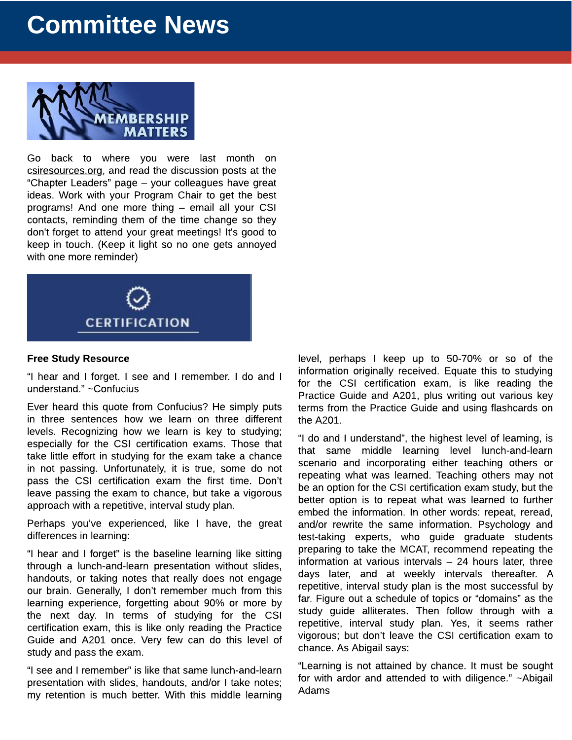# Committee News

MEMBERSHIP MATTERS

Go back to where you were last month on csiresources.org, and read the discussion posts at the "Chapter Leaders" page – your colleagues have great ideas. Work with your Program Chair to get the best programs! And one more thing – email all your CSI contacts, reminding them of the time change so they don't forget to attend your great meetings! It's good to keep in touch. (Keep it light so no one gets annoyed with one more reminder)

CERTIFICATION

**Free Study Resource**

"I hear and I forget. I see and I remember. I do and I understand." ~Confucius

Ever heard this quote from Confucius? He simply puts in three sentences how we learn on three different levels. Recognizing how we learn is key to studying; especially for the CSI certification exams. Those that take little effort in studying for the exam take a chance in not passing. Unfortunately, it is true, some do not pass the CSI certification exam the first time. Don't leave passing the exam to chance, but take a vigorous approach with a repetitive, interval study plan.

Perhaps you've experienced, like I have, the great differences in learning:

"I hear and I forget" is the baseline learning like sitting through a lunch-and-learn presentation without slides, handouts, or taking notes that really does not engage our brain. Generally, I don't remember much from this learning experience, forgetting about 90% or more by the next day. In terms of studying for the CSI certification exam, this is like only reading the Practice Guide and A201 once. Very few can do this level of study and pass the exam.

"I see and I remember" is like that same lunch-and-learn presentation with slides, handouts, and/or I take notes; my retention is much better. With this middle learning level, perhaps I keep up to 50-70% or so of the information originally received. Equate this to studying for the CSI certification exam, is like reading the Practice Guide and A201, plus writing out various key terms from the Practice Guide and using flashcards on the A201.

"I do and I understand", the highest level of learning, is that same middle learning level lunch-and-learn scenario and incorporating either teaching others or repeating what was learned. Teaching others may not be an option for the CSI certification exam study, but the better option is to repeat what was learned to further embed the information. In other words: repeat, reread, and/or rewrite the same information. Psychology and test-taking experts, who guide graduate students preparing to take the MCAT, recommend repeating the information at various intervals – 24 hours later, three days later, and at weekly intervals thereafter. A repetitive, interval study plan is the most successful by far. Figure out a schedule of topics or "domains" as the study guide alliterates. Then follow through with a repetitive, interval study plan. Yes, it seems rather vigorous; but don't leave the CSI certification exam to chance. As Abigail says:

"Learning is not attained by chance. It must be sought for with ardor and attended to with diligence." ~Abigail Adams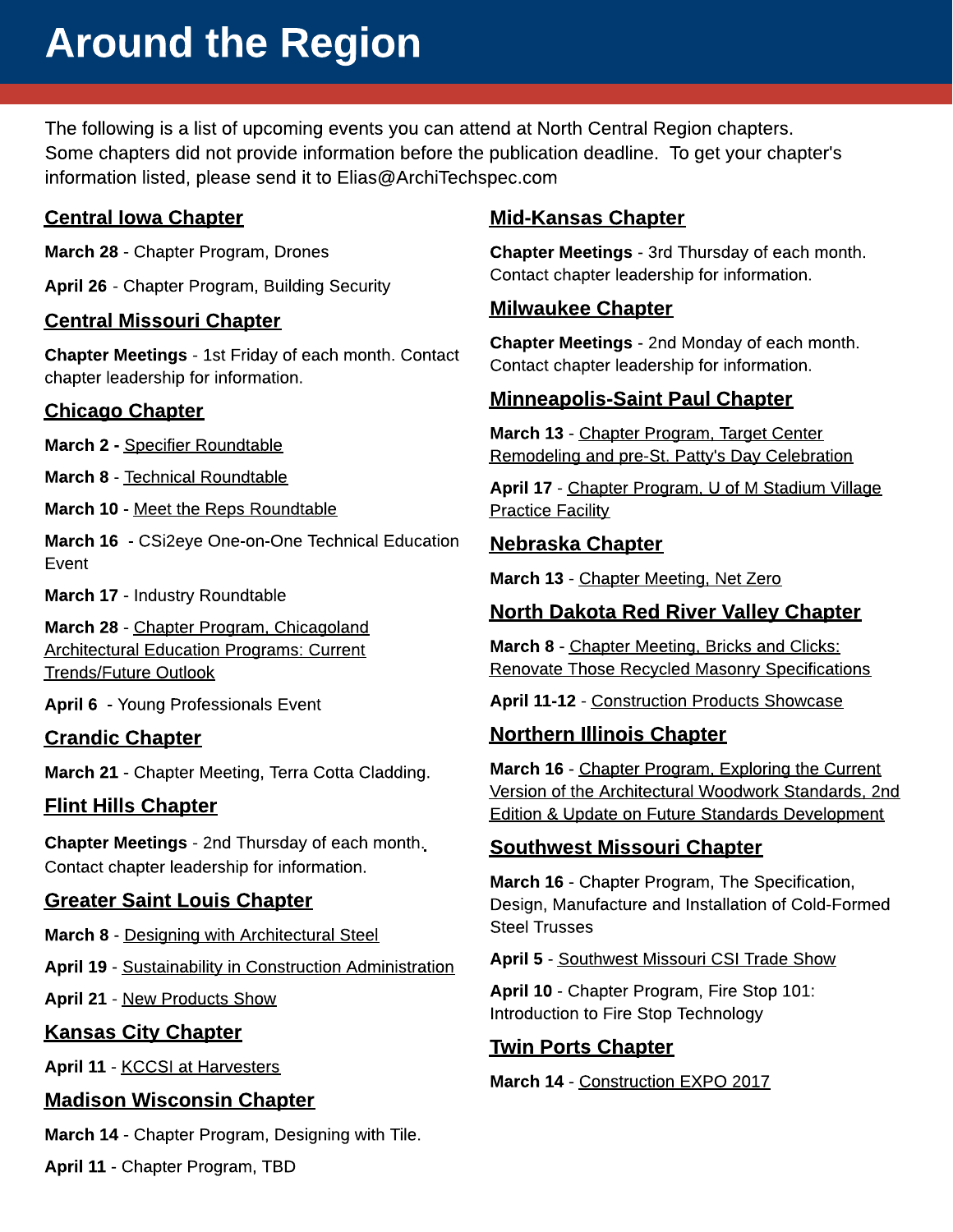# Around the Region

The following is a list of upcoming events you can attend at North Central Region chapters. Some chapters did not provide information before the publication deadline. To get your chapter's information listed, please send it to Elias@ArchiTechspec.com

## Central Iowa Chapter

**March 28** - Chapter Program, Drones

**April 26** - Chapter Program, Building Security

## Central Missouri Chapter

**Chapter Meetings** - 1st Friday of each month. Contact chapter leadership for information.

## Chicago Chapter

**March 2** - Specifier Roundtable

**March 8** - Technical Roundtable

**March 10** - Meet the Reps Roundtable

**March 16** - CSi2eye One-on-One Technical Education Event

**March 17** - Industry Roundtable

**March 28** - Chapter Program, Chicagoland Architectural Education Programs: Current Trends/Future Outlook

**April 6** - Young Professionals Event

## Crandic Chapter

**March 21** - Chapter Meeting, Terra Cotta Cladding.

## Flint Hills Chapter

**Chapter Meetings** - 2nd Thursday of each month. Contact chapter leadership for information.

## Greater Saint Louis Chapter

**March 8** - Designing with Architectural Steel

**April 19** - Sustainability in Construction Administration

**April 21** - New Products Show

## Kansas City Chapter

**April 11** - KCCSI at Harvesters

## Madison Wisconsin Chapter

**March 14** - Chapter Program, Designing with Tile.

**April 11** - Chapter Program, TBD

## Mid-Kansas Chapter

**Chapter Meetings** - 3rd Thursday of each month. Contact chapter leadership for information.

## Milwaukee Chapter

**Chapter Meetings** - 2nd Monday of each month. Contact chapter leadership for information.

## Minneapolis-Saint Paul Chapter

**March 13** - Chapter Program, Target Center Remodeling and pre-St. Patty's Day Celebration

**April 17** - Chapter Program, U of M Stadium Village Practice Facility

## Nebraska Chapter

**March 13** - Chapter Meeting, Net Zero

## North Dakota Red River Valley Chapter

**March 8** - Chapter Meeting, Bricks and Clicks: Renovate Those Recycled Masonry Specifications

**April 11-12** - Construction Products Showcase

## Northern Illinois Chapter

**March 16** - Chapter Program, Exploring the Current Version of the Architectural Woodwork Standards, 2nd Edition & Update on Future Standards Development

## Southwest Missouri Chapter

**March 16** - Chapter Program, The Specification, Design, Manufacture and Installation of Cold-Formed Steel Trusses

**April 5** - Southwest Missouri CSI Trade Show

**April 10** - Chapter Program, Fire Stop 101: Introduction to Fire Stop Technology

## Twin Ports Chapter

**March 14** - Construction EXPO 2017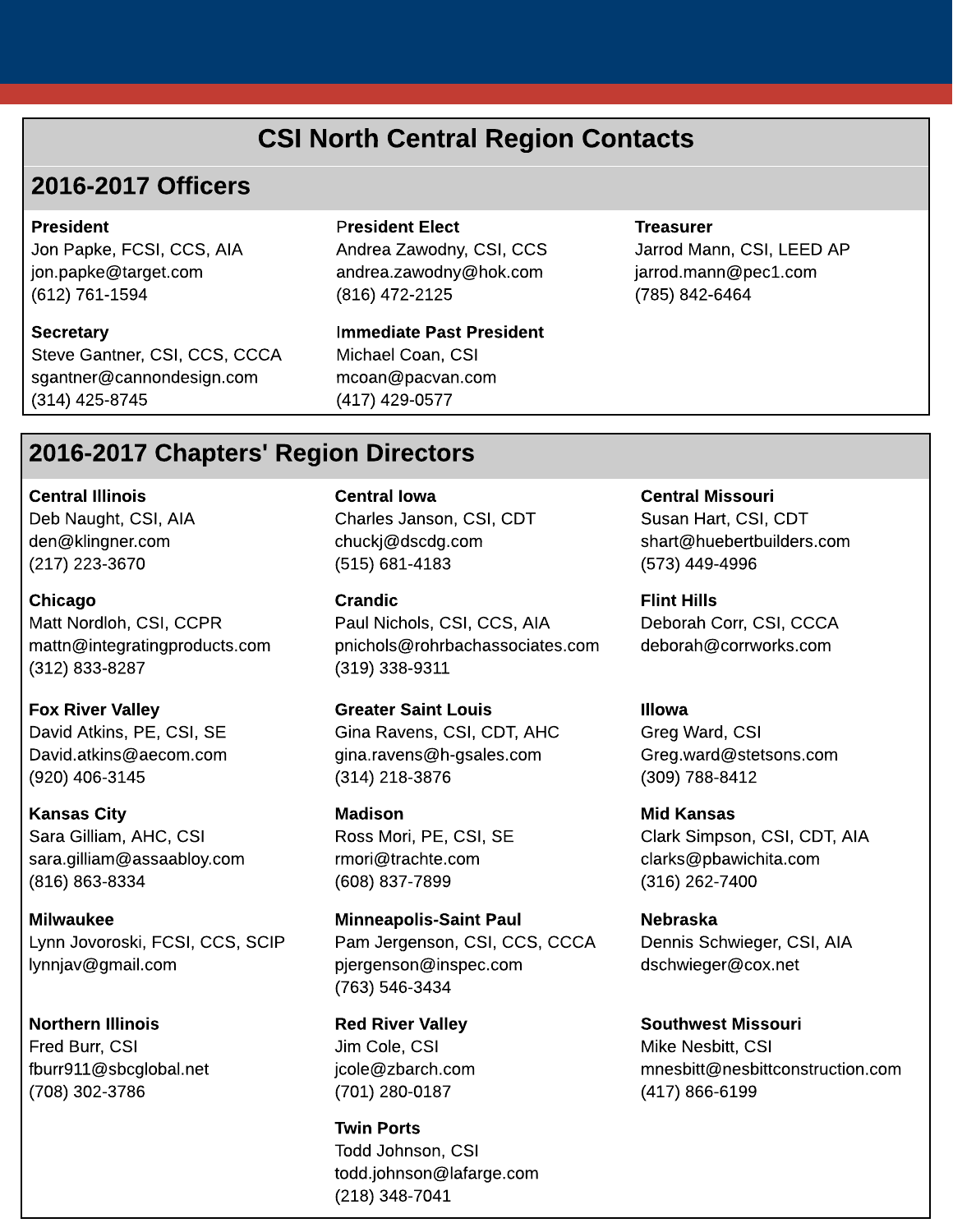# CSI North Central Region Contacts

## 2016-2017 Officers

**President**
Jon Papke, FCSI, CCS, AIA
jon.papke@target.com
(612) 761-1594

**President Elect**
Andrea Zawodny, CSI, CCS
andrea.zawodny@hok.com
(816) 472-2125

**Treasurer**
Jarrod Mann, CSI, LEED AP
jarrod.mann@pec1.com
(785) 842-6464

**Secretary**
Steve Gantner, CSI, CCS, CCCA
sgantner@cannondesign.com
(314) 425-8745

**Immediate Past President**
Michael Coan, CSI
mcoan@pacvan.com
(417) 429-0577

## 2016-2017 Chapters' Region Directors

**Central Illinois**
Deb Naught, CSI, AIA
den@klingner.com
(217) 223-3670

**Central Iowa**
Charles Janson, CSI, CDT
chuckj@dscdg.com
(515) 681-4183

**Central Missouri**
Susan Hart, CSI, CDT
shart@huebertbuilders.com
(573) 449-4996

**Chicago**
Matt Nordloh, CSI, CCPR
mattn@integratingproducts.com
(312) 833-8287

**Crandic**
Paul Nichols, CSI, CCS, AIA
pnichols@rohrbachassociates.com
(319) 338-9311

**Flint Hills**
Deborah Corr, CSI, CCCA
deborah@corrworks.com

**Fox River Valley**
David Atkins, PE, CSI, SE
David.atkins@aecom.com
(920) 406-3145

**Greater Saint Louis**
Gina Ravens, CSI, CDT, AHC
gina.ravens@h-gsales.com
(314) 218-3876

**Illowa**
Greg Ward, CSI
Greg.ward@stetsons.com
(309) 788-8412

**Kansas City**
Sara Gilliam, AHC, CSI
sara.gilliam@assaabloy.com
(816) 863-8334

**Madison**
Ross Mori, PE, CSI, SE
rmori@trachte.com
(608) 837-7899

**Mid Kansas**
Clark Simpson, CSI, CDT, AIA
clarks@pbawichita.com
(316) 262-7400

**Milwaukee**
Lynn Jovoroski, FCSI, CCS, SCIP
lynnjav@gmail.com

**Minneapolis-Saint Paul**
Pam Jergenson, CSI, CCS, CCCA
pjergenson@inspec.com
(763) 546-3434

**Nebraska**
Dennis Schwieger, CSI, AIA
dschwieger@cox.net

**Northern Illinois**
Fred Burr, CSI
fburr911@sbcglobal.net
(708) 302-3786

**Red River Valley**
Jim Cole, CSI
jcole@zbarch.com
(701) 280-0187

**Southwest Missouri**
Mike Nesbitt, CSI
mnesbitt@nesbittconstruction.com
(417) 866-6199

**Twin Ports**
Todd Johnson, CSI
todd.johnson@lafarge.com
(218) 348-7041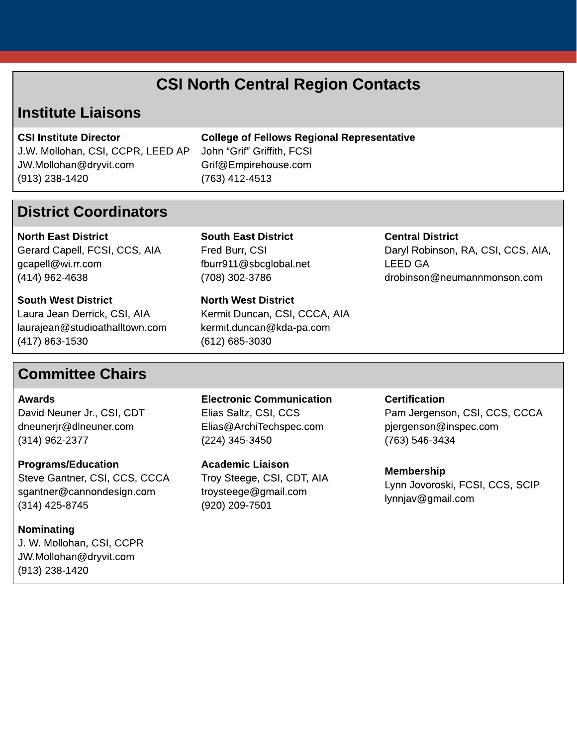# CSI North Central Region Contacts

## Institute Liaisons

**CSI Institute Director**
J.W. Mollohan, CSI, CCPR, LEED AP
JW.Mollohan@dryvit.com
(913) 238-1420

**College of Fellows Regional Representative**
John "Grif" Griffith, FCSI
Grif@Empirehouse.com
(763) 412-4513

## District Coordinators

**North East District**
Gerard Capell, FCSI, CCS, AIA
gcapell@wi.rr.com
(414) 962-4638

**South East District**
Fred Burr, CSI
fburr911@sbcglobal.net
(708) 302-3786

**Central District**
Daryl Robinson, RA, CSI, CCS, AIA, LEED GA
drobinson@neumannmonson.com

**South West District**
Laura Jean Derrick, CSI, AIA
laurajean@studioathalltown.com
(417) 863-1530

**North West District**
Kermit Duncan, CSI, CCCA, AIA
kermit.duncan@kda-pa.com
(612) 685-3030

## Committee Chairs

**Awards**
David Neuner Jr., CSI, CDT
dneunerjr@dlneuner.com
(314) 962-2377

**Electronic Communication**
Elias Saltz, CSI, CCS
Elias@ArchiTechspec.com
(224) 345-3450

**Certification**
Pam Jergenson, CSI, CCS, CCCA
pjergenson@inspec.com
(763) 546-3434

**Programs/Education**
Steve Gantner, CSI, CCS, CCCA
sgantner@cannondesign.com
(314) 425-8745

**Academic Liaison**
Troy Steege, CSI, CDT, AIA
troysteege@gmail.com
(920) 209-7501

**Membership**
Lynn Jovoroski, FCSI, CCS, SCIP
lynnjav@gmail.com

**Nominating**
J. W. Mollohan, CSI, CCPR
JW.Mollohan@dryvit.com
(913) 238-1420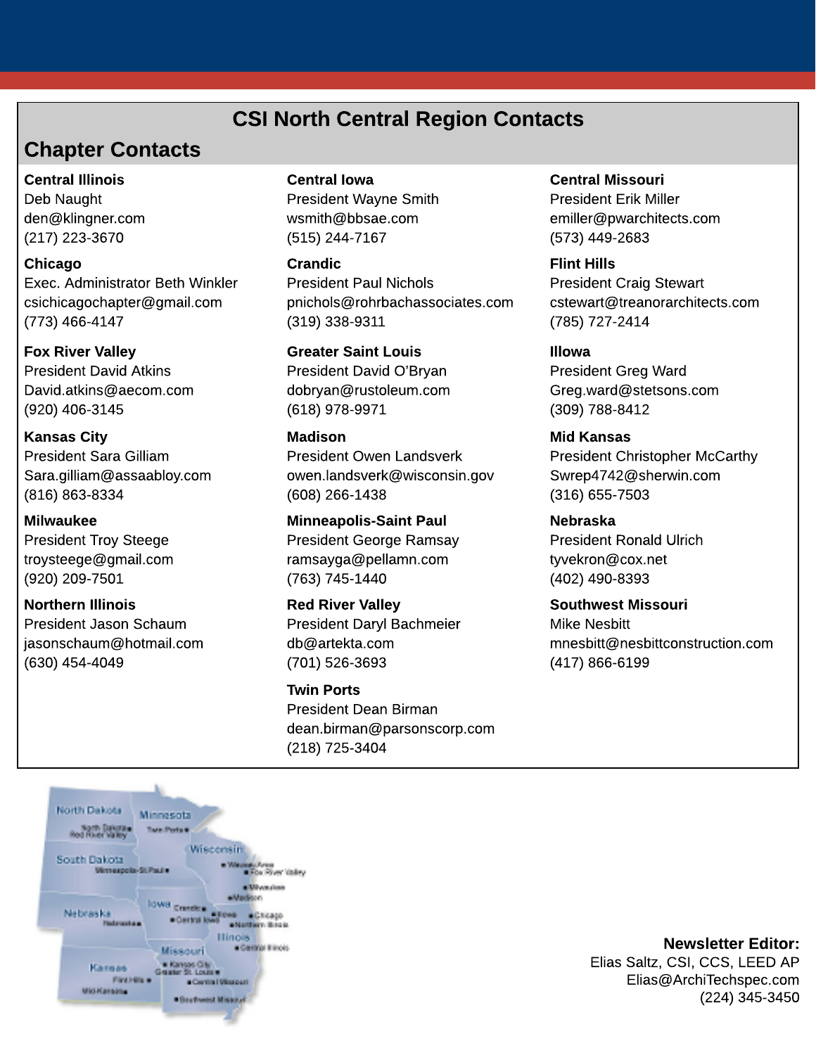# CSI North Central Region Contacts

## Chapter Contacts

**Central Illinois**
Deb Naught
den@klingner.com
(217) 223-3670

**Chicago**
Exec. Administrator Beth Winkler
csichicagochapter@gmail.com
(773) 466-4147

**Fox River Valley**
President David Atkins
David.atkins@aecom.com
(920) 406-3145

**Kansas City**
President Sara Gilliam
Sara.gilliam@assaabloy.com
(816) 863-8334

**Milwaukee**
President Troy Steege
troysteege@gmail.com
(920) 209-7501

**Northern Illinois**
President Jason Schaum
jasonschaum@hotmail.com
(630) 454-4049

**Central Iowa**
President Wayne Smith
wsmith@bbsae.com
(515) 244-7167

**Crandic**
President Paul Nichols
pnichols@rohrbachassociates.com
(319) 338-9311

**Greater Saint Louis**
President David O'Bryan
dobryan@rustoleum.com
(618) 978-9971

**Madison**
President Owen Landsverk
owen.landsverk@wisconsin.gov
(608) 266-1438

**Minneapolis-Saint Paul**
President George Ramsay
ramsayga@pellamn.com
(763) 745-1440

**Red River Valley**
President Daryl Bachmeier
db@artekta.com
(701) 526-3693

**Twin Ports**
President Dean Birman
dean.birman@parsonscorp.com
(218) 725-3404

**Central Missouri**
President Erik Miller
emiller@pwarchitects.com
(573) 449-2683

**Flint Hills**
President Craig Stewart
cstewart@treanorarchitects.com
(785) 727-2414

**Illowa**
President Greg Ward
Greg.ward@stetsons.com
(309) 788-8412

**Mid Kansas**
President Christopher McCarthy
Swrep4742@sherwin.com
(316) 655-7503

**Nebraska**
President Ronald Ulrich
tyvekron@cox.net
(402) 490-8393

**Southwest Missouri**
Mike Nesbitt
mnesbitt@nesbittconstruction.com
(417) 866-6199

**Newsletter Editor:**
Elias Saltz, CSI, CCS, LEED AP
Elias@ArchiTechspec.com
(224) 345-3450